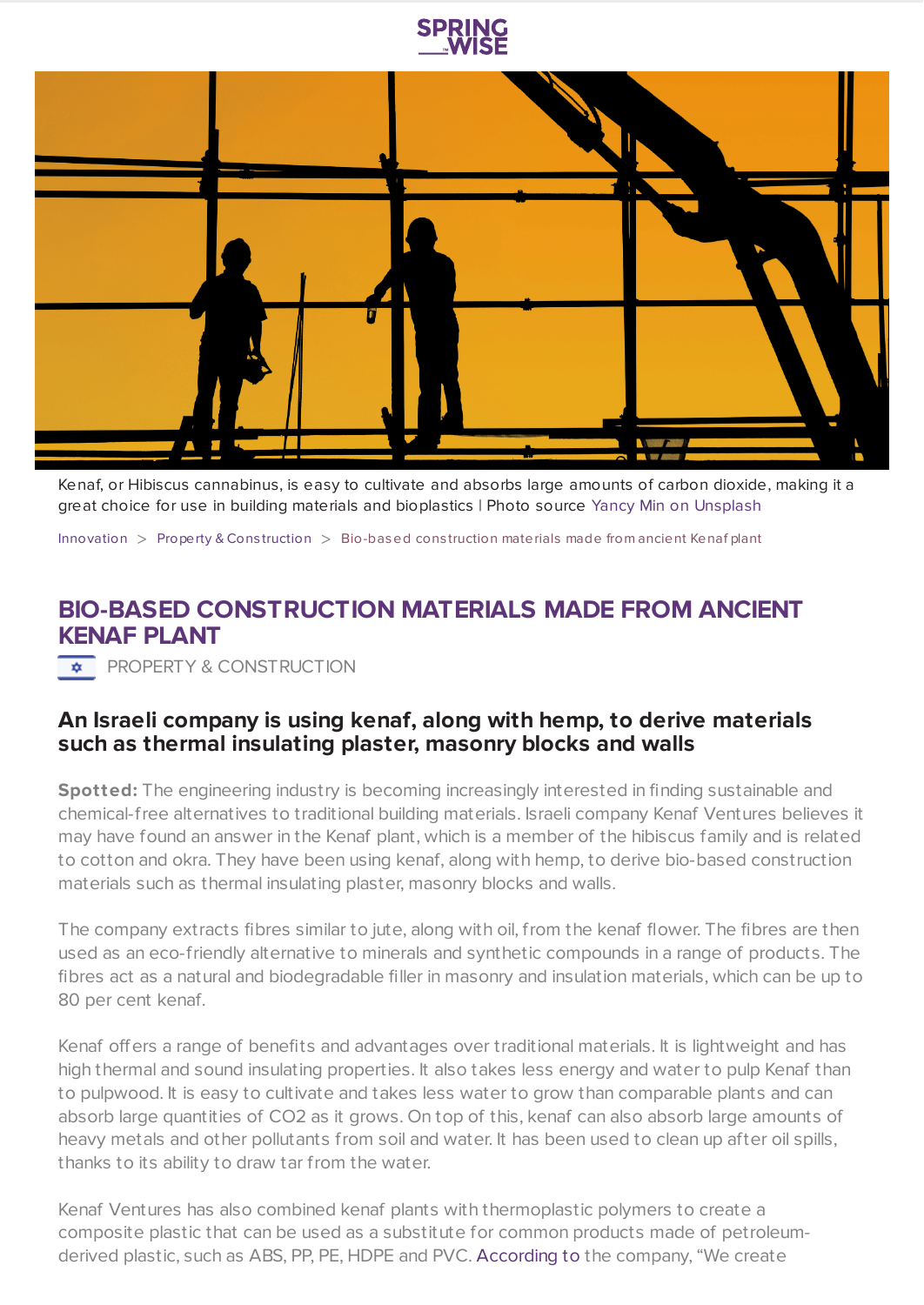Kenaf, or Hibiscus cannabinus, is easy to cultivate and absorbs large amounts of carbon dioxide, making it a great choice for use in building materials and bioplastics | Photo source Yancy Min on Unsplash

Innovation > Property & Construction > Bio-based construction materials made from ancient Kenaf plant

# BIO-BASED CONSTRUCTION MATERIALS MADE FROM ANCIENT KENAF PLANT

PROPERTY & CONSTRUCTION

## An Israeli company is using kenaf, along with hemp, to derive materials such as thermal insulating plaster, masonry blocks and walls

**Spotted:** The engineering industry is becoming increasingly interested in finding sustainable and chemical-free alternatives to traditional building materials. Israeli company Kenaf Ventures believes it may have found an answer in the Kenaf plant, which is a member of the hibiscus family and is related to cotton and okra. They have been using kenaf, along with hemp, to derive bio-based construction materials such as thermal insulating plaster, masonry blocks and walls.

The company extracts fibres similar to jute, along with oil, from the kenaf flower. The fibres are then used as an eco-friendly alternative to minerals and synthetic compounds in a range of products. The fibres act as a natural and biodegradable filler in masonry and insulation materials, which can be up to 80 per cent kenaf.

Kenaf offers a range of benefits and advantages over traditional materials. It is lightweight and has high thermal and sound insulating properties. It also takes less energy and water to pulp Kenaf than to pulpwood. It is easy to cultivate and takes less water to grow than comparable plants and can absorb large quantities of $CO_2$ as it grows. On top of this, kenaf can also absorb large amounts of heavy metals and other pollutants from soil and water. It has been used to clean up after oil spills, thanks to its ability to draw tar from the water.

Kenaf Ventures has also combined kenaf plants with thermoplastic polymers to create a composite plastic that can be used as a substitute for common products made of petroleum-derived plastic, such as ABS, PP, PE, HDPE and PVC. According to the company, "We create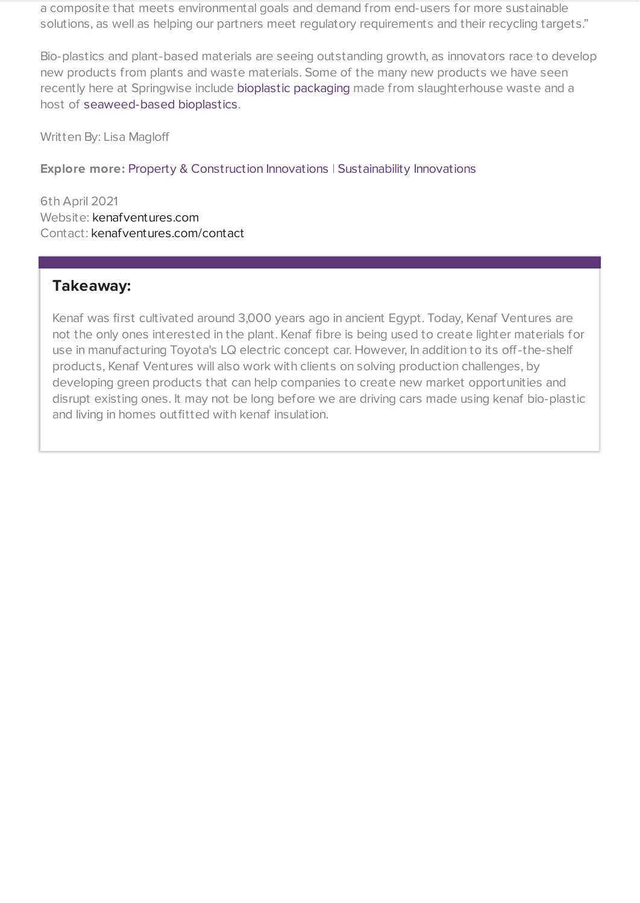a composite that meets environmental goals and demand from end-users for more sustainable solutions, as well as helping our partners meet regulatory requirements and their recycling targets."

Bio-plastics and plant-based materials are seeing outstanding growth, as innovators race to develop new products from plants and waste materials. Some of the many new products we have seen recently here at Springwise include bioplastic packaging made from slaughterhouse waste and a host of seaweed-based bioplastics.

Written By: Lisa Magloff

**Explore more:** Property & Construction Innovations | Sustainability Innovations

6th April 2021
Website: kenafventures.com
Contact: kenafventures.com/contact

## Takeaway:

Kenaf was first cultivated around 3,000 years ago in ancient Egypt. Today, Kenaf Ventures are not the only ones interested in the plant. Kenaf fibre is being used to create lighter materials for use in manufacturing Toyota's LQ electric concept car. However, In addition to its off-the-shelf products, Kenaf Ventures will also work with clients on solving production challenges, by developing green products that can help companies to create new market opportunities and disrupt existing ones. It may not be long before we are driving cars made using kenaf bio-plastic and living in homes outfitted with kenaf insulation.